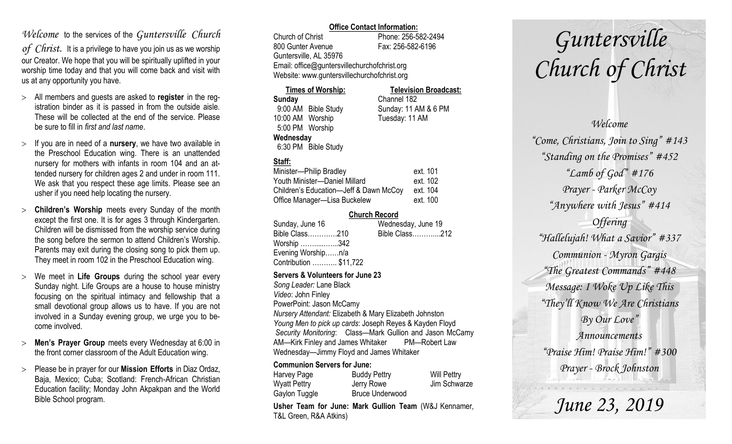*Welcome* to the services of the *Guntersville Church of Christ.* It is a privilege to have you join us as we worship our Creator. We hope that you will be spiritually uplifted in your worship time today and that you will come back and visit with us at any opportunity you have.

- All members and guests are asked to **register** in the registration binder as it is passed in from the outside aisle. These will be collected at the end of the service. Please be sure to fill in *first and last name*.
- If you are in need of a **nursery**, we have two available in the Preschool Education wing. There is an unattended nursery for mothers with infants in room 104 and an attended nursery for children ages 2 and under in room 111. We ask that you respect these age limits. Please see an usher if you need help locating the nursery.
- **Children's Worship** meets every Sunday of the month except the first one. It is for ages 3 through Kindergarten. Children will be dismissed from the worship service during the song before the sermon to attend Children's Worship. Parents may exit during the closing song to pick them up. They meet in room 102 in the Preschool Education wing.
- We meet in **Life Groups** during the school year every Sunday night. Life Groups are a house to house ministry focusing on the spiritual intimacy and fellowship that a small devotional group allows us to have. If you are not involved in a Sunday evening group, we urge you to become involved.
- **Men's Prayer Group** meets every Wednesday at 6:00 in the front corner classroom of the Adult Education wing.
- Please be in prayer for our **Mission Efforts** in Diaz Ordaz, Baja, Mexico; Cuba; Scotland: French-African Christian Education facility; Monday John Akpakpan and the World Bible School program.

**Office Contact Information:**

Church of Christ — Phone: 256-582-2494
800 Gunter Avenue — Fax: 256-582-6196
Guntersville, AL 35976
Email: office@guntersvillechurchofchrist.org
Website: www.guntersvillechurchofchrist.org

**Times of Worship:**

**Sunday**
9:00 AM Bible Study
10:00 AM Worship
5:00 PM Worship
**Wednesday**
6:30 PM Bible Study

**Television Broadcast:**

Channel 182
Sunday: 11 AM & 6 PM
Tuesday: 11 AM

**Staff:**

| | |
|---|---|
| Minister—Philip Bradley | ext. 101 |
| Youth Minister—Daniel Millard | ext. 102 |
| Children's Education—Jeff & Dawn McCoy | ext. 104 |
| Office Manager—Lisa Buckelew | ext. 100 |

**Church Record**

Sunday, June 16
Bible Class…………210
Worship ……......…..342
Evening Worship……n/a
Contribution ……….. $11,722

Wednesday, June 19
Bible Class………....212

**Servers & Volunteers for June 23**

*Song Leader:* Lane Black
*Video*: John Finley
PowerPoint: Jason McCamy
*Nursery Attendant:* Elizabeth & Mary Elizabeth Johnston
*Young Men to pick up cards*: Joseph Reyes & Kayden Floyd
*Security Monitoring*: Class—Mark Gullion and Jason McCamy
AM—Kirk Finley and James Whitaker PM—Robert Law
Wednesday—Jimmy Floyd and James Whitaker

**Communion Servers for June:**

| | | |
|---|---|---|
| Harvey Page | Buddy Pettry | Will Pettry |
| Wyatt Pettry | Jerry Rowe | Jim Schwarze |
| Gaylon Tuggle | Bruce Underwood | |

**Usher Team for June: Mark Gullion Team** (W&J Kennamer, T&L Green, R&A Atkins)

# *Guntersville Church of Christ*

*Welcome*
*"Come, Christians, Join to Sing" #143*
*"Standing on the Promises" #452*
*"Lamb of God" #176*
*Prayer - Parker McCoy*
*"Anywhere with Jesus" #414*
*Offering*
*"Hallelujah! What a Savior" #337*
*Communion - Myron Gargis*
*"The Greatest Commands" #448*
*Message: I Woke Up Like This*
*"They'll Know We Are Christians By Our Love"*
*Announcements*
*"Praise Him! Praise Him!" #300*
*Prayer - Brock Johnston*

*June 23, 2019*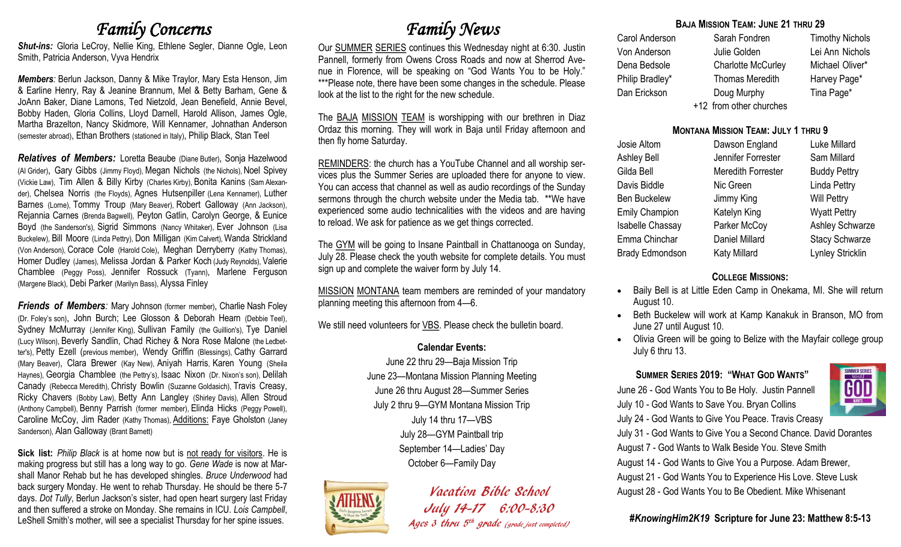# Family Concerns

***Shut-ins:*** Gloria LeCroy, Nellie King, Ethlene Segler, Dianne Ogle, Leon Smith, Patricia Anderson, Vyva Hendrix

***Members:*** Berlun Jackson, Danny & Mike Traylor, Mary Esta Henson, Jim & Earline Henry, Ray & Jeanine Brannum, Mel & Betty Barham, Gene & JoAnn Baker, Diane Lamons, Ted Nietzold, Jean Benefield, Annie Bevel, Bobby Haden, Gloria Collins, Lloyd Darnell, Harold Allison, James Ogle, Martha Brazelton, Nancy Skidmore, Will Kennamer, Johnathan Anderson (semester abroad), Ethan Brothers (stationed in Italy), Philip Black, Stan Teel

***Relatives of Members:*** Loretta Beaube (Diane Butler), Sonja Hazelwood (Al Grider), Gary Gibbs (Jimmy Floyd), Megan Nichols (the Nichols), Noel Spivey (Vickie Law), Tim Allen & Billy Kirby (Charles Kirby), Bonita Kanins (Sam Alexander), Chelsea Norris (the Floyds), Agnes Hutsenpiller (Lena Kennamer), Luther Barnes (Lorne), Tommy Troup (Mary Beaver), Robert Galloway (Ann Jackson), Rejannia Carnes (Brenda Bagwell), Peyton Gatlin, Carolyn George, & Eunice Boyd (the Sanderson's), Sigrid Simmons (Nancy Whitaker), Ever Johnson (Lisa Buckelew), Bill Moore (Linda Pettry), Don Milligan (Kim Calvert), Wanda Strickland (Von Anderson), Corace Cole (Harold Cole), Meghan Derryberry (Kathy Thomas), Homer Dudley (James), Melissa Jordan & Parker Koch (Judy Reynolds), Valerie Chamblee (Peggy Poss), Jennifer Rossuck (Tyann), Marlene Ferguson (Margene Black), Debi Parker (Marilyn Bass), Alyssa Finley

***Friends of Members:*** Mary Johnson (former member), Charlie Nash Foley (Dr. Foley's son), John Burch; Lee Glosson & Deborah Hearn (Debbie Teel), Sydney McMurray (Jennifer King), Sullivan Family (the Guillion's), Tye Daniel (Lucy Wilson), Beverly Sandlin, Chad Richey & Nora Rose Malone (the Ledbetter's), Petty Ezell (previous member), Wendy Griffin (Blessings), Cathy Garrard (Mary Beaver), Clara Brewer (Kay New), Aniyah Harris, Karen Young (Sheila Haynes), Georgia Chamblee (the Pettry's), Isaac Nixon (Dr. Nixon's son), Delilah Canady (Rebecca Meredith), Christy Bowlin (Suzanne Goldasich), Travis Creasy, Ricky Chavers (Bobby Law), Betty Ann Langley (Shirley Davis), Allen Stroud (Anthony Campbell), Benny Parrish (former member), Elinda Hicks (Peggy Powell), Caroline McCoy, Jim Rader (Kathy Thomas), Additions: Faye Gholston (Janey Sanderson), Alan Galloway (Brant Barnett)

**Sick list:** *Philip Black* is at home now but is not ready for visitors. He is making progress but still has a long way to go. *Gene Wade* is now at Marshall Manor Rehab but he has developed shingles. *Bruce Underwood* had back surgery Monday. He went to rehab Thursday. He should be there 5-7 days. *Dot Tully*, Berlun Jackson's sister, had open heart surgery last Friday and then suffered a stroke on Monday. She remains in ICU. *Lois Campbell*, LeShell Smith's mother, will see a specialist Thursday for her spine issues.

# Family News

Our SUMMER SERIES continues this Wednesday night at 6:30. Justin Pannell, formerly from Owens Cross Roads and now at Sherrod Avenue in Florence, will be speaking on "God Wants You to be Holy." ***Please note, there have been some changes in the schedule. Please look at the list to the right for the new schedule.

The BAJA MISSION TEAM is worshipping with our brethren in Diaz Ordaz this morning. They will work in Baja until Friday afternoon and then fly home Saturday.

REMINDERS: the church has a YouTube Channel and all worship services plus the Summer Series are uploaded there for anyone to view. You can access that channel as well as audio recordings of the Sunday sermons through the church website under the Media tab. **We have experienced some audio technicalities with the videos and are having to reload. We ask for patience as we get things corrected.

The GYM will be going to Insane Paintball in Chattanooga on Sunday, July 28. Please check the youth website for complete details. You must sign up and complete the waiver form by July 14.

MISSION MONTANA team members are reminded of your mandatory planning meeting this afternoon from 4—6.

We still need volunteers for VBS. Please check the bulletin board.

**Calendar Events:**

June 22 thru 29—Baja Mission Trip
June 23—Montana Mission Planning Meeting
June 26 thru August 28—Summer Series
July 2 thru 9—GYM Montana Mission Trip
July 14 thru 17—VBS
July 28—GYM Paintball trip
September 14—Ladies' Day
October 6—Family Day

*Vacation Bible School*
*July 14-17 6:00-8:30*
*Ages 3 thru 5th grade (grade just completed)*

### Baja Mission Team: June 21 thru 29

| | | |
|---|---|---|
| Carol Anderson | Sarah Fondren | Timothy Nichols |
| Von Anderson | Julie Golden | Lei Ann Nichols |
| Dena Bedsole | Charlotte McCurley | Michael Oliver* |
| Philip Bradley* | Thomas Meredith | Harvey Page* |
| Dan Erickson | Doug Murphy | Tina Page* |
| | +12 from other churches | |

### Montana Mission Team: July 1 thru 9

| | | |
|---|---|---|
| Josie Altom | Dawson England | Luke Millard |
| Ashley Bell | Jennifer Forrester | Sam Millard |
| Gilda Bell | Meredith Forrester | Buddy Pettry |
| Davis Biddle | Nic Green | Linda Pettry |
| Ben Buckelew | Jimmy King | Will Pettry |
| Emily Champion | Katelyn King | Wyatt Pettry |
| Isabelle Chassay | Parker McCoy | Ashley Schwarze |
| Emma Chinchar | Daniel Millard | Stacy Schwarze |
| Brady Edmondson | Katy Millard | Lynley Stricklin |

### College Missions:

- Baily Bell is at Little Eden Camp in Onekama, MI. She will return August 10.
- Beth Buckelew will work at Kamp Kanakuk in Branson, MO from June 27 until August 10.
- Olivia Green will be going to Belize with the Mayfair college group July 6 thru 13.

### Summer Series 2019: "What God Wants"

June 26 - God Wants You to Be Holy. Justin Pannell
July 10 - God Wants to Save You. Bryan Collins
July 24 - God Wants to Give You Peace. Travis Creasy
July 31 - God Wants to Give You a Second Chance. David Dorantes
August 7 - God Wants to Walk Beside You. Steve Smith
August 14 - God Wants to Give You a Purpose. Adam Brewer,
August 21 - God Wants You to Experience His Love. Steve Lusk
August 28 - God Wants You to Be Obedient. Mike Whisenant

***#KnowingHim2K19* Scripture for June 23: Matthew 8:5-13**